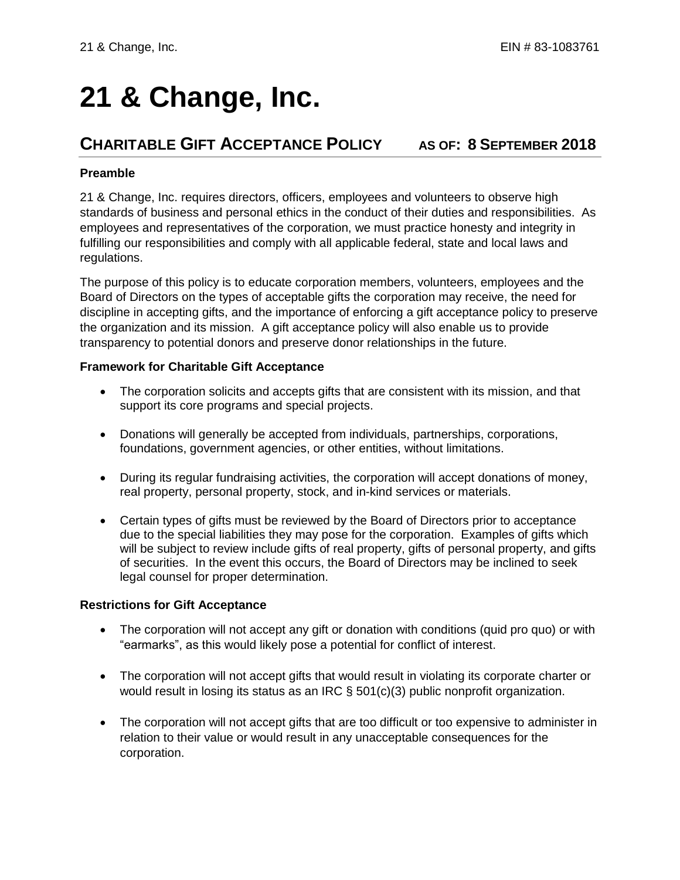# 21 & Change, Inc.

## CHARITABLE GIFT ACCEPTANCE POLICY AS OF: 8 SEPTEMBER 2018

**Preamble**

21 & Change, Inc. requires directors, officers, employees and volunteers to observe high standards of business and personal ethics in the conduct of their duties and responsibilities. As employees and representatives of the corporation, we must practice honesty and integrity in fulfilling our responsibilities and comply with all applicable federal, state and local laws and regulations.

The purpose of this policy is to educate corporation members, volunteers, employees and the Board of Directors on the types of acceptable gifts the corporation may receive, the need for discipline in accepting gifts, and the importance of enforcing a gift acceptance policy to preserve the organization and its mission. A gift acceptance policy will also enable us to provide transparency to potential donors and preserve donor relationships in the future.

**Framework for Charitable Gift Acceptance**

- The corporation solicits and accepts gifts that are consistent with its mission, and that support its core programs and special projects.
- Donations will generally be accepted from individuals, partnerships, corporations, foundations, government agencies, or other entities, without limitations.
- During its regular fundraising activities, the corporation will accept donations of money, real property, personal property, stock, and in-kind services or materials.
- Certain types of gifts must be reviewed by the Board of Directors prior to acceptance due to the special liabilities they may pose for the corporation. Examples of gifts which will be subject to review include gifts of real property, gifts of personal property, and gifts of securities. In the event this occurs, the Board of Directors may be inclined to seek legal counsel for proper determination.

**Restrictions for Gift Acceptance**

- The corporation will not accept any gift or donation with conditions (quid pro quo) or with "earmarks", as this would likely pose a potential for conflict of interest.
- The corporation will not accept gifts that would result in violating its corporate charter or would result in losing its status as an IRC § 501(c)(3) public nonprofit organization.
- The corporation will not accept gifts that are too difficult or too expensive to administer in relation to their value or would result in any unacceptable consequences for the corporation.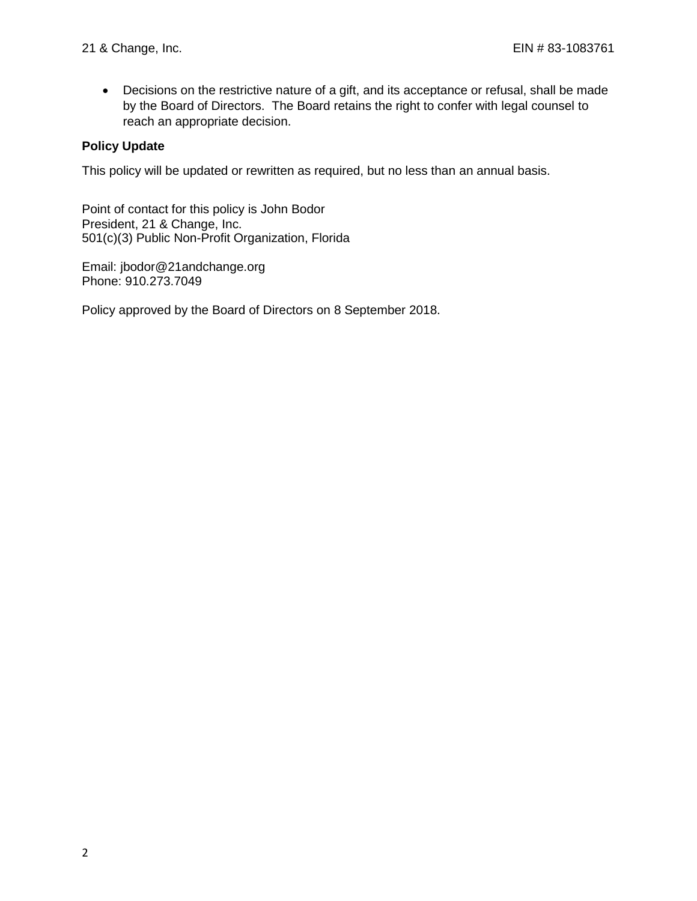- Decisions on the restrictive nature of a gift, and its acceptance or refusal, shall be made by the Board of Directors. The Board retains the right to confer with legal counsel to reach an appropriate decision.

**Policy Update**

This policy will be updated or rewritten as required, but no less than an annual basis.

Point of contact for this policy is John Bodor
President, 21 & Change, Inc.
501(c)(3) Public Non-Profit Organization, Florida

Email: jbodor@21andchange.org
Phone: 910.273.7049

Policy approved by the Board of Directors on 8 September 2018.